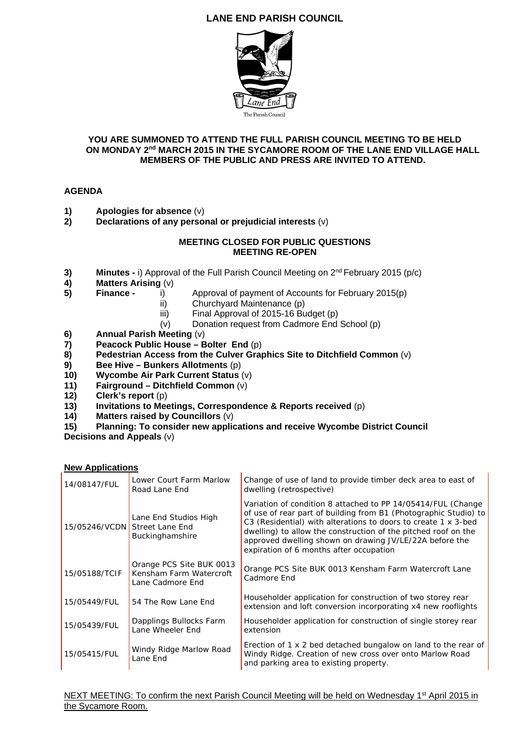# LANE END PARISH COUNCIL

The Parish Council

**YOU ARE SUMMONED TO ATTEND THE FULL PARISH COUNCIL MEETING TO BE HELD ON MONDAY 2nd MARCH 2015 IN THE SYCAMORE ROOM OF THE LANE END VILLAGE HALL MEMBERS OF THE PUBLIC AND PRESS ARE INVITED TO ATTEND.**

## AGENDA

1) **Apologies for absence** (v)
2) **Declarations of any personal or prejudicial interests** (v)

**MEETING CLOSED FOR PUBLIC QUESTIONS**
**MEETING RE-OPEN**

3) **Minutes -** i) Approval of the Full Parish Council Meeting on 2nd February 2015 (p/c)
4) **Matters Arising** (v)
5) **Finance -**
   - i) Approval of payment of Accounts for February 2015(p)
   - ii) Churchyard Maintenance (p)
   - iii) Final Approval of 2015-16 Budget (p)
   - (v) Donation request from Cadmore End School (p)
6) **Annual Parish Meeting** (v)
7) **Peacock Public House – Bolter End** (p)
8) **Pedestrian Access from the Culver Graphics Site to Ditchfield Common** (v)
9) **Bee Hive – Bunkers Allotments** (p)
10) **Wycombe Air Park Current Status** (v)
11) **Fairground – Ditchfield Common** (v)
12) **Clerk's report** (p)
13) **Invitations to Meetings, Correspondence & Reports received** (p)
14) **Matters raised by Councillors** (v)
15) **Planning: To consider new applications and receive Wycombe District Council Decisions and Appeals** (v)

**New Applications**

| | | |
|---|---|---|
| 14/08147/FUL | Lower Court Farm Marlow Road Lane End | Change of use of land to provide timber deck area to east of dwelling (retrospective) |
| 15/05246/VCDN | Lane End Studios High Street Lane End Buckinghamshire | Variation of condition 8 attached to PP 14/05414/FUL (Change of use of rear part of building from B1 (Photographic Studio) to C3 (Residential) with alterations to doors to create 1 x 3-bed dwelling) to allow the construction of the pitched roof on the approved dwelling shown on drawing JV/LE/22A before the expiration of 6 months after occupation |
| 15/05188/TCIF | Orange PCS Site BUK 0013 Kensham Farm Watercroft Lane Cadmore End | Orange PCS Site BUK 0013 Kensham Farm Watercroft Lane Cadmore End |
| 15/05449/FUL | 54 The Row Lane End | Householder application for construction of two storey rear extension and loft conversion incorporating x4 new rooflights |
| 15/05439/FUL | Dapplings Bullocks Farm Lane Wheeler End | Householder application for construction of single storey rear extension |
| 15/05415/FUL | Windy Ridge Marlow Road Lane End | Erection of 1 x 2 bed detached bungalow on land to the rear of Windy Ridge. Creation of new cross over onto Marlow Road and parking area to existing property. |

NEXT MEETING: To confirm the next Parish Council Meeting will be held on Wednesday 1st April 2015 in the Sycamore Room.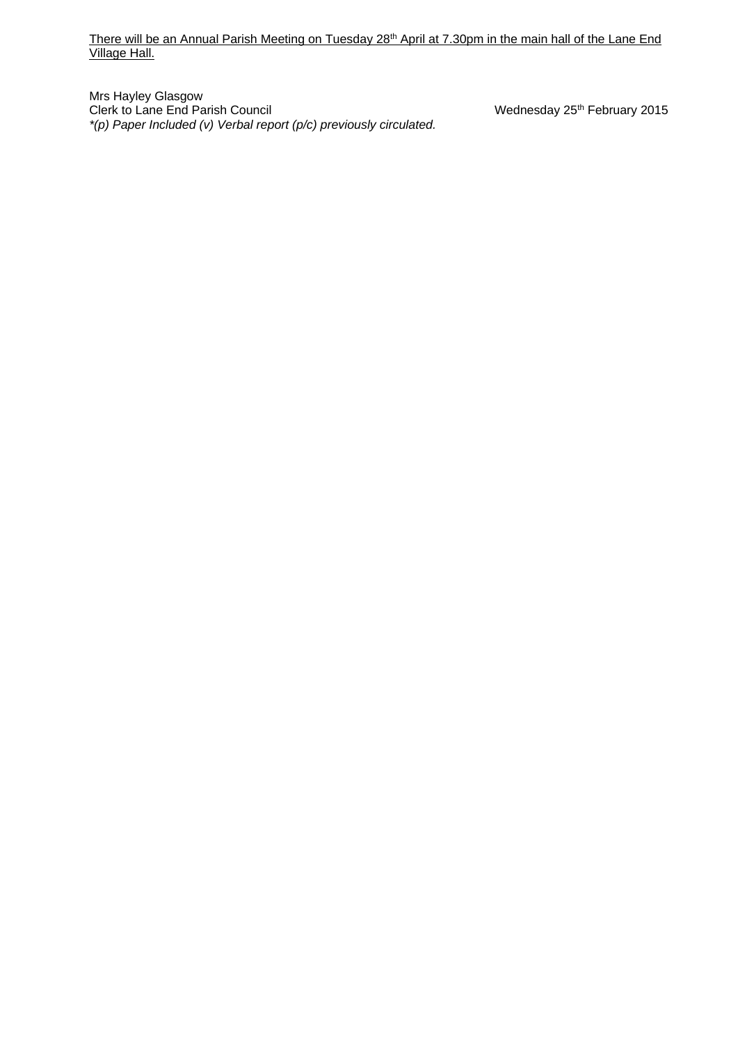<u>There will be an Annual Parish Meeting on Tuesday 28th April at 7.30pm in the main hall of the Lane End Village Hall.</u>

Mrs Hayley Glasgow
Clerk to Lane End Parish Council — Wednesday 25th February 2015
*\*(p) Paper Included (v) Verbal report (p/c) previously circulated.*